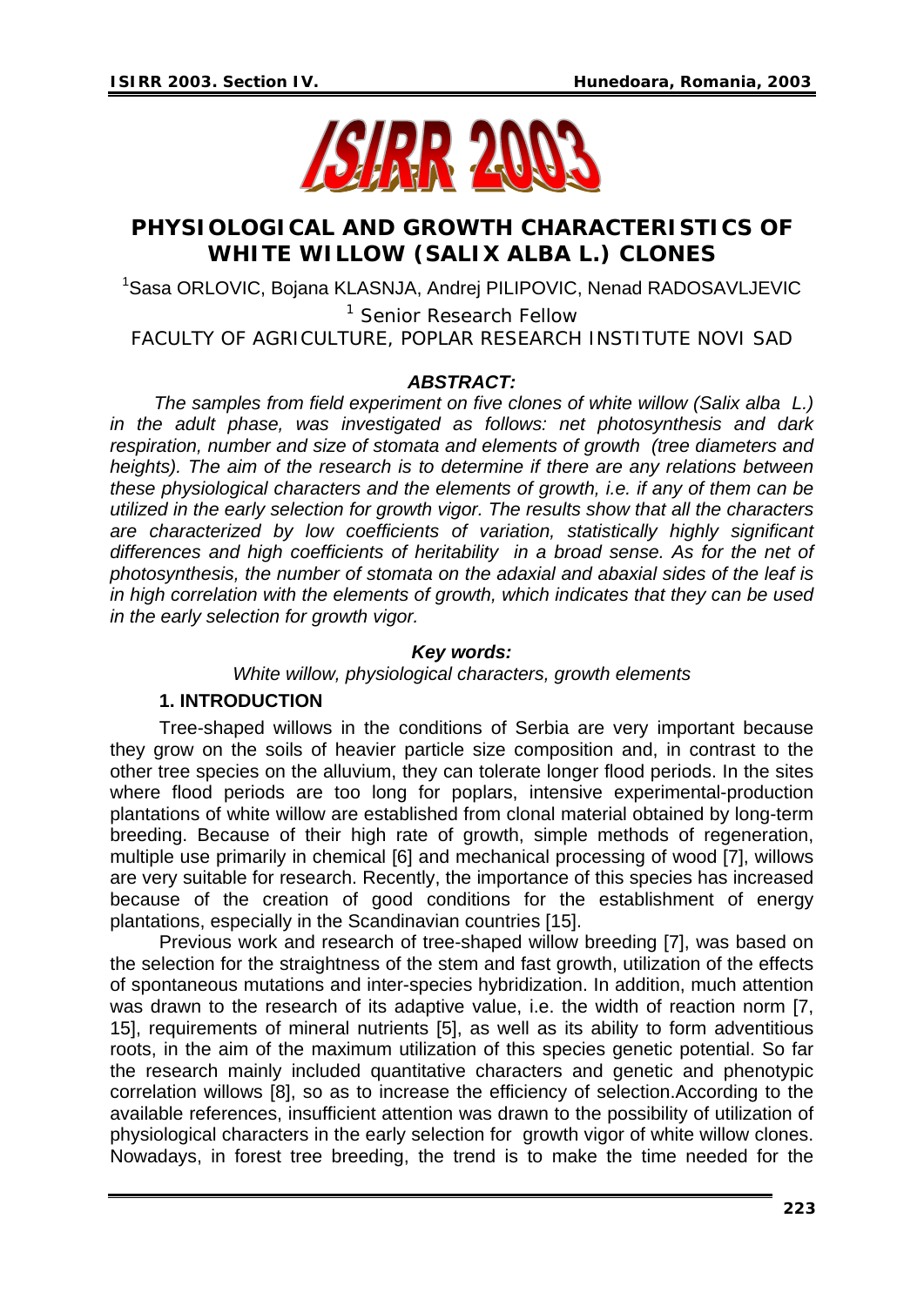# PHYSIOLOGICAL AND GROWTH CHARACTERISTICS OF WHITE WILLOW (SALIX ALBA L.) CLONES

[1]Sasa ORLOVIC, Bojana KLASNJA, Andrej PILIPOVIC, Nenad RADOSAVLJEVIC

[1] Senior Research Fellow

FACULTY OF AGRICULTURE, POPLAR RESEARCH INSTITUTE NOVI SAD

### *ABSTRACT:*

*The samples from field experiment on five clones of white willow (Salix alba L.) in the adult phase, was investigated as follows: net photosynthesis and dark respiration, number and size of stomata and elements of growth (tree diameters and heights). The aim of the research is to determine if there are any relations between these physiological characters and the elements of growth, i.e. if any of them can be utilized in the early selection for growth vigor. The results show that all the characters are characterized by low coefficients of variation, statistically highly significant differences and high coefficients of heritability in a broad sense. As for the net of photosynthesis, the number of stomata on the adaxial and abaxial sides of the leaf is in high correlation with the elements of growth, which indicates that they can be used in the early selection for growth vigor.*

### *Key words:*

*White willow, physiological characters, growth elements*

## 1. INTRODUCTION

Tree-shaped willows in the conditions of Serbia are very important because they grow on the soils of heavier particle size composition and, in contrast to the other tree species on the alluvium, they can tolerate longer flood periods. In the sites where flood periods are too long for poplars, intensive experimental-production plantations of white willow are established from clonal material obtained by long-term breeding. Because of their high rate of growth, simple methods of regeneration, multiple use primarily in chemical [6] and mechanical processing of wood [7], willows are very suitable for research. Recently, the importance of this species has increased because of the creation of good conditions for the establishment of energy plantations, especially in the Scandinavian countries [15].

Previous work and research of tree-shaped willow breeding [7], was based on the selection for the straightness of the stem and fast growth, utilization of the effects of spontaneous mutations and inter-species hybridization. In addition, much attention was drawn to the research of its adaptive value, i.e. the width of reaction norm [7, 15], requirements of mineral nutrients [5], as well as its ability to form adventitious roots, in the aim of the maximum utilization of this species genetic potential. So far the research mainly included quantitative characters and genetic and phenotypic correlation willows [8], so as to increase the efficiency of selection.According to the available references, insufficient attention was drawn to the possibility of utilization of physiological characters in the early selection for growth vigor of white willow clones. Nowadays, in forest tree breeding, the trend is to make the time needed for the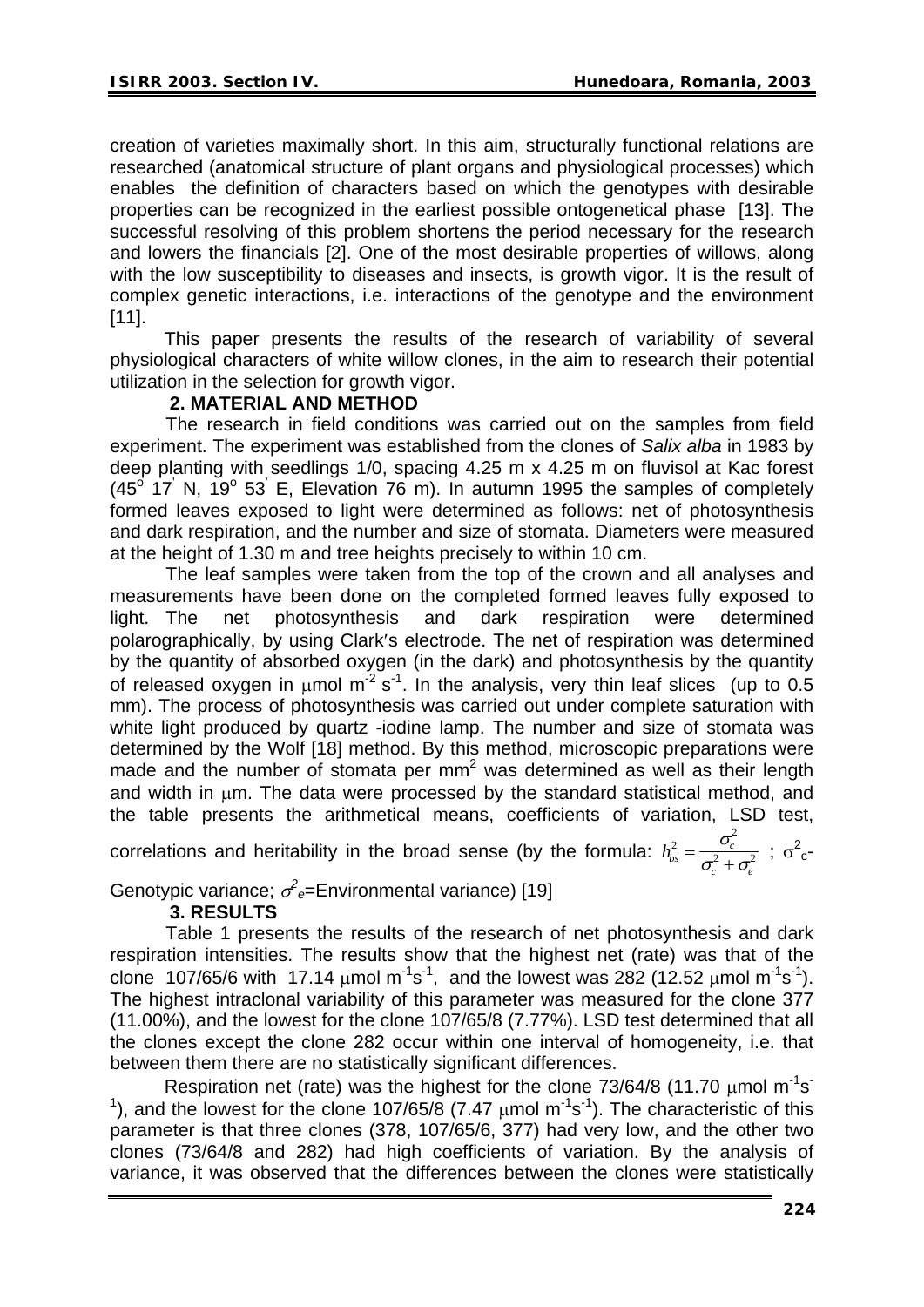creation of varieties maximally short. In this aim, structurally functional relations are researched (anatomical structure of plant organs and physiological processes) which enables the definition of characters based on which the genotypes with desirable properties can be recognized in the earliest possible ontogenetical phase [13]. The successful resolving of this problem shortens the period necessary for the research and lowers the financials [2]. One of the most desirable properties of willows, along with the low susceptibility to diseases and insects, is growth vigor. It is the result of complex genetic interactions, i.e. interactions of the genotype and the environment [11].

This paper presents the results of the research of variability of several physiological characters of white willow clones, in the aim to research their potential utilization in the selection for growth vigor.

## 2. MATERIAL AND METHOD

The research in field conditions was carried out on the samples from field experiment. The experiment was established from the clones of *Salix alba* in 1983 by deep planting with seedlings 1/0, spacing 4.25 m x 4.25 m on fluvisol at Kac forest ($45^o$ $17'$ N, $19^o$ $53'$ E, Elevation 76 m). In autumn 1995 the samples of completely formed leaves exposed to light were determined as follows: net of photosynthesis and dark respiration, and the number and size of stomata. Diameters were measured at the height of 1.30 m and tree heights precisely to within 10 cm.

The leaf samples were taken from the top of the crown and all analyses and measurements have been done on the completed formed leaves fully exposed to light. The net photosynthesis and dark respiration were determined polarographically, by using Clark's electrode. The net of respiration was determined by the quantity of absorbed oxygen (in the dark) and photosynthesis by the quantity of released oxygen in $\mu$mol $m^{-2}$ $s^{-1}$. In the analysis, very thin leaf slices (up to 0.5 mm). The process of photosynthesis was carried out under complete saturation with white light produced by quartz -iodine lamp. The number and size of stomata was determined by the Wolf [18] method. By this method, microscopic preparations were made and the number of stomata per $mm^2$ was determined as well as their length and width in $\mu$m. The data were processed by the standard statistical method, and the table presents the arithmetical means, coefficients of variation, LSD test, correlations and heritability in the broad sense (by the formula: $h^2_{bs} = \frac{\sigma^2_c}{\sigma^2_c + \sigma^2_e}$ ; $\sigma^2_c$-Genotypic variance; $\sigma^2_e$=Environmental variance) [19]

## 3. RESULTS

Table 1 presents the results of the research of net photosynthesis and dark respiration intensities. The results show that the highest net (rate) was that of the clone 107/65/6 with 17.14 $\mu$mol $m^{-1}s^{-1}$, and the lowest was 282 (12.52 $\mu$mol $m^{-1}s^{-1}$). The highest intraclonal variability of this parameter was measured for the clone 377 (11.00%), and the lowest for the clone 107/65/8 (7.77%). LSD test determined that all the clones except the clone 282 occur within one interval of homogeneity, i.e. that between them there are no statistically significant differences.

Respiration net (rate) was the highest for the clone 73/64/8 (11.70 $\mu$mol $m^{-1}s^{-1}$), and the lowest for the clone 107/65/8 (7.47 $\mu$mol $m^{-1}s^{-1}$). The characteristic of this parameter is that three clones (378, 107/65/6, 377) had very low, and the other two clones (73/64/8 and 282) had high coefficients of variation. By the analysis of variance, it was observed that the differences between the clones were statistically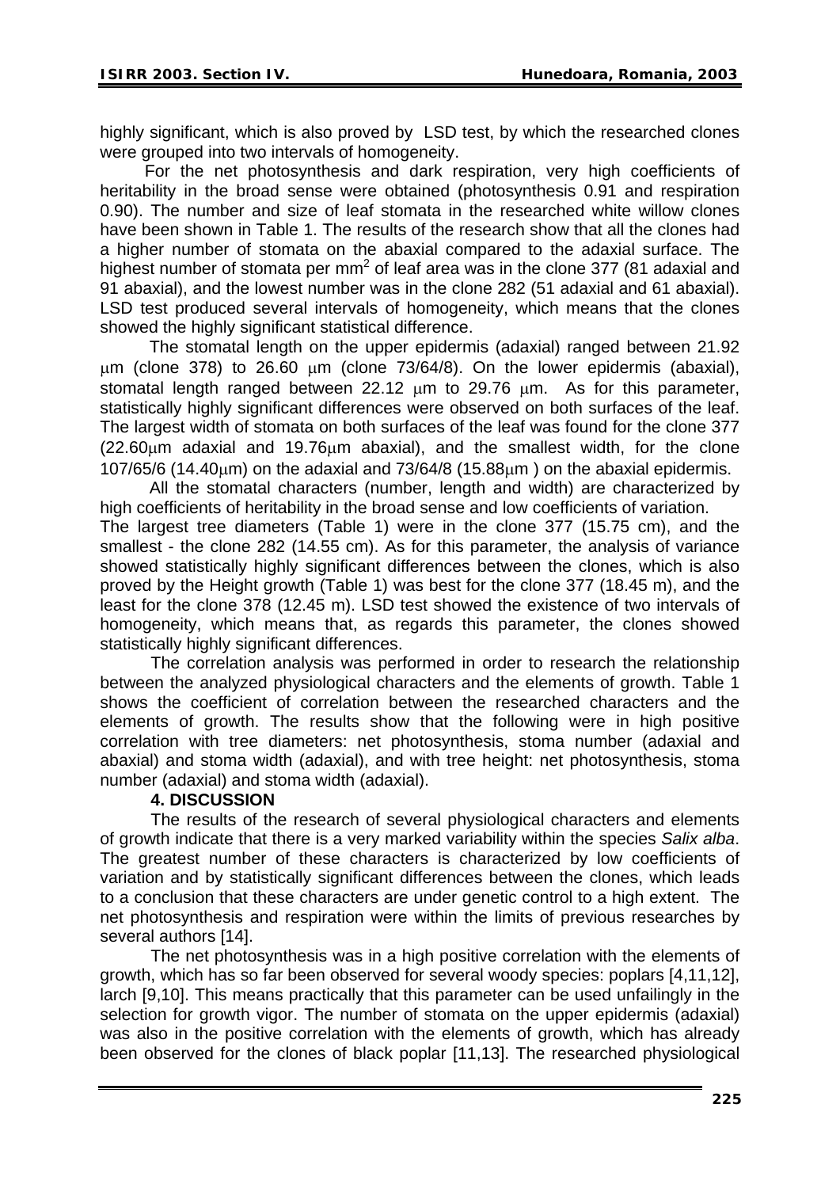highly significant, which is also proved by LSD test, by which the researched clones were grouped into two intervals of homogeneity.

For the net photosynthesis and dark respiration, very high coefficients of heritability in the broad sense were obtained (photosynthesis 0.91 and respiration 0.90). The number and size of leaf stomata in the researched white willow clones have been shown in Table 1. The results of the research show that all the clones had a higher number of stomata on the abaxial compared to the adaxial surface. The highest number of stomata per mm$^2$ of leaf area was in the clone 377 (81 adaxial and 91 abaxial), and the lowest number was in the clone 282 (51 adaxial and 61 abaxial). LSD test produced several intervals of homogeneity, which means that the clones showed the highly significant statistical difference.

The stomatal length on the upper epidermis (adaxial) ranged between 21.92 μm (clone 378) to 26.60 μm (clone 73/64/8). On the lower epidermis (abaxial), stomatal length ranged between 22.12 μm to 29.76 μm. As for this parameter, statistically highly significant differences were observed on both surfaces of the leaf. The largest width of stomata on both surfaces of the leaf was found for the clone 377 (22.60μm adaxial and 19.76μm abaxial), and the smallest width, for the clone 107/65/6 (14.40μm) on the adaxial and 73/64/8 (15.88μm ) on the abaxial epidermis.

All the stomatal characters (number, length and width) are characterized by high coefficients of heritability in the broad sense and low coefficients of variation.

The largest tree diameters (Table 1) were in the clone 377 (15.75 cm), and the smallest - the clone 282 (14.55 cm). As for this parameter, the analysis of variance showed statistically highly significant differences between the clones, which is also proved by the Height growth (Table 1) was best for the clone 377 (18.45 m), and the least for the clone 378 (12.45 m). LSD test showed the existence of two intervals of homogeneity, which means that, as regards this parameter, the clones showed statistically highly significant differences.

The correlation analysis was performed in order to research the relationship between the analyzed physiological characters and the elements of growth. Table 1 shows the coefficient of correlation between the researched characters and the elements of growth. The results show that the following were in high positive correlation with tree diameters: net photosynthesis, stoma number (adaxial and abaxial) and stoma width (adaxial), and with tree height: net photosynthesis, stoma number (adaxial) and stoma width (adaxial).

## 4. DISCUSSION

The results of the research of several physiological characters and elements of growth indicate that there is a very marked variability within the species *Salix alba*. The greatest number of these characters is characterized by low coefficients of variation and by statistically significant differences between the clones, which leads to a conclusion that these characters are under genetic control to a high extent. The net photosynthesis and respiration were within the limits of previous researches by several authors [14].

The net photosynthesis was in a high positive correlation with the elements of growth, which has so far been observed for several woody species: poplars [4,11,12], larch [9,10]. This means practically that this parameter can be used unfailingly in the selection for growth vigor. The number of stomata on the upper epidermis (adaxial) was also in the positive correlation with the elements of growth, which has already been observed for the clones of black poplar [11,13]. The researched physiological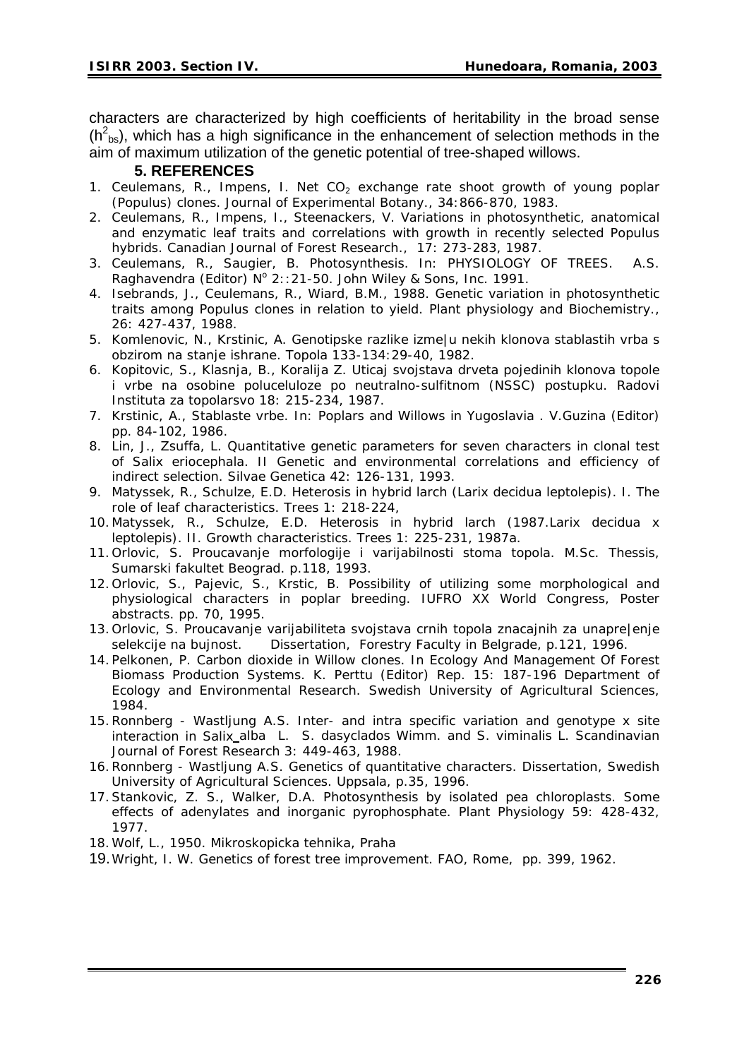characters are characterized by high coefficients of heritability in the broad sense ($h^2_{bs}$), which has a high significance in the enhancement of selection methods in the aim of maximum utilization of the genetic potential of tree-shaped willows.

## 5. REFERENCES

1. Ceulemans, R., Impens, I. Net $CO_2$ exchange rate shoot growth of young poplar (Populus) clones. Journal of Experimental Botany., 34:866-870, 1983.
2. Ceulemans, R., Impens, I., Steenackers, V. Variations in photosynthetic, anatomical and enzymatic leaf traits and correlations with growth in recently selected Populus hybrids. Canadian Journal of Forest Research., 17: 273-283, 1987.
3. Ceulemans, R., Saugier, B. Photosynthesis. In: PHYSIOLOGY OF TREES. A.S. Raghavendra (Editor) N° 2::21-50. John Wiley & Sons, Inc. 1991.
4. Isebrands, J., Ceulemans, R., Wiard, B.M., 1988. Genetic variation in photosynthetic traits among Populus clones in relation to yield. Plant physiology and Biochemistry., 26: 427-437, 1988.
5. Komlenovic, N., Krstinic, A. Genotipske razlike izme|u nekih klonova stablastih vrba s obzirom na stanje ishrane. Topola 133-134:29-40, 1982.
6. Kopitovic, S., Klasnja, B., Koralija Z. Uticaj svojstava drveta pojedinih klonova topole i vrbe na osobine poluceluloze po neutralno-sulfitnom (NSSC) postupku. Radovi Instituta za topolarsvo 18: 215-234, 1987.
7. Krstinic, A., Stablaste vrbe. In: Poplars and Willows in Yugoslavia . V.Guzina (Editor) pp. 84-102, 1986.
8. Lin, J., Zsuffa, L. Quantitative genetic parameters for seven characters in clonal test of Salix eriocephala. II Genetic and environmental correlations and efficiency of indirect selection. Silvae Genetica 42: 126-131, 1993.
9. Matyssek, R., Schulze, E.D. Heterosis in hybrid larch (Larix decidua leptolepis). I. The role of leaf characteristics. Trees 1: 218-224,
10. Matyssek, R., Schulze, E.D. Heterosis in hybrid larch (1987.Larix decidua x leptolepis). II. Growth characteristics. Trees 1: 225-231, 1987a.
11. Orlovic, S. Proucavanje morfologije i varijabilnosti stoma topola. M.Sc. Thessis, Sumarski fakultet Beograd. p.118, 1993.
12. Orlovic, S., Pajevic, S., Krstic, B. Possibility of utilizing some morphological and physiological characters in poplar breeding. IUFRO XX World Congress, Poster abstracts. pp. 70, 1995.
13. Orlovic, S. Proucavanje varijabiliteta svojstava crnih topola znacajnih za unapre|enje selekcije na bujnost. Dissertation, Forestry Faculty in Belgrade, p.121, 1996.
14. Pelkonen, P. Carbon dioxide in Willow clones. In Ecology And Management Of Forest Biomass Production Systems. K. Perttu (Editor) Rep. 15: 187-196 Department of Ecology and Environmental Research. Swedish University of Agricultural Sciences, 1984.
15. Ronnberg - Wastljung A.S. Inter- and intra specific variation and genotype x site interaction in Salix alba L. S. dasyclados Wimm. and S. viminalis L. Scandinavian Journal of Forest Research 3: 449-463, 1988.
16. Ronnberg - Wastljung A.S. Genetics of quantitative characters. Dissertation, Swedish University of Agricultural Sciences. Uppsala, p.35, 1996.
17. Stankovic, Z. S., Walker, D.A. Photosynthesis by isolated pea chloroplasts. Some effects of adenylates and inorganic pyrophosphate. Plant Physiology 59: 428-432, 1977.
18. Wolf, L., 1950. Mikroskopicka tehnika, Praha
19. Wright, I. W. Genetics of forest tree improvement. FAO, Rome, pp. 399, 1962.